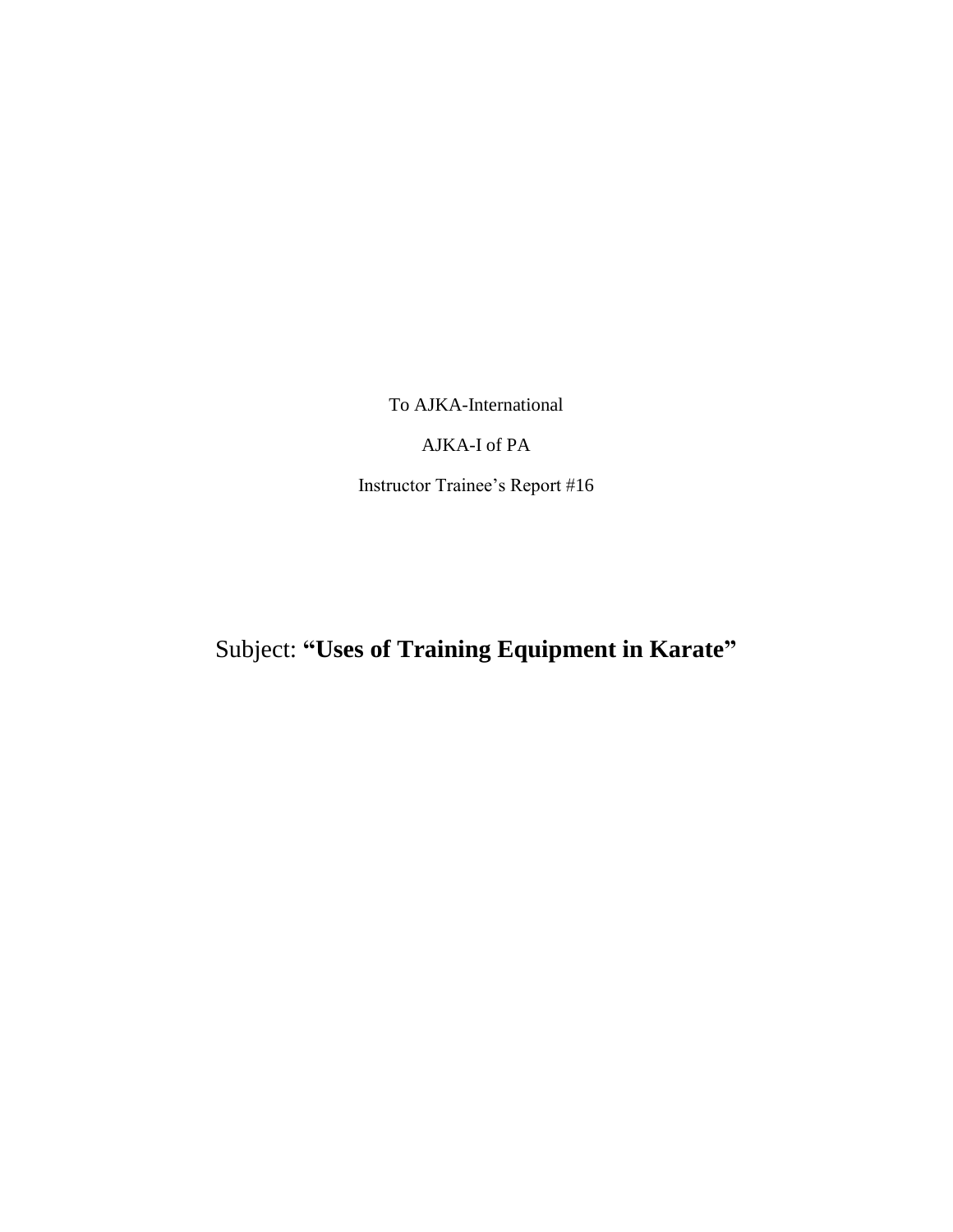To AJKA-International

AJKA-I of PA

Instructor Trainee's Report #16

# Subject: **"Uses of Training Equipment in Karate"**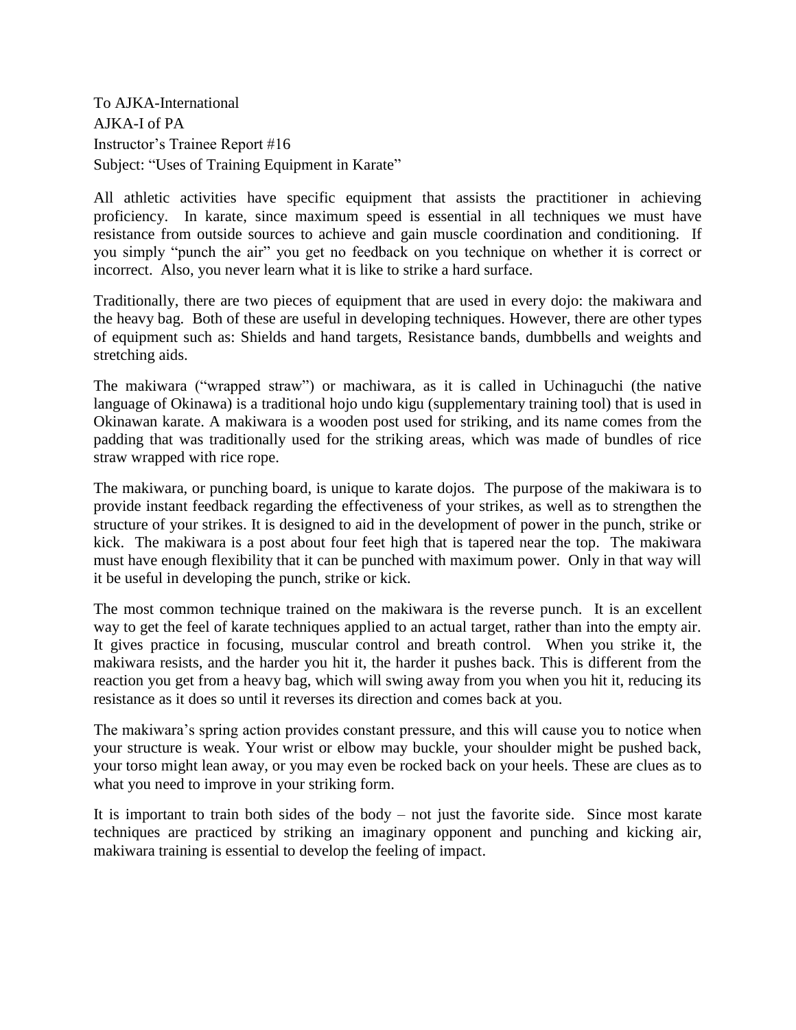To AJKA-International
AJKA-I of PA
Instructor's Trainee Report #16
Subject: "Uses of Training Equipment in Karate"

All athletic activities have specific equipment that assists the practitioner in achieving proficiency. In karate, since maximum speed is essential in all techniques we must have resistance from outside sources to achieve and gain muscle coordination and conditioning. If you simply "punch the air" you get no feedback on you technique on whether it is correct or incorrect. Also, you never learn what it is like to strike a hard surface.

Traditionally, there are two pieces of equipment that are used in every dojo: the makiwara and the heavy bag. Both of these are useful in developing techniques. However, there are other types of equipment such as: Shields and hand targets, Resistance bands, dumbbells and weights and stretching aids.

The makiwara ("wrapped straw") or machiwara, as it is called in Uchinaguchi (the native language of Okinawa) is a traditional hojo undo kigu (supplementary training tool) that is used in Okinawan karate. A makiwara is a wooden post used for striking, and its name comes from the padding that was traditionally used for the striking areas, which was made of bundles of rice straw wrapped with rice rope.

The makiwara, or punching board, is unique to karate dojos. The purpose of the makiwara is to provide instant feedback regarding the effectiveness of your strikes, as well as to strengthen the structure of your strikes. It is designed to aid in the development of power in the punch, strike or kick. The makiwara is a post about four feet high that is tapered near the top. The makiwara must have enough flexibility that it can be punched with maximum power. Only in that way will it be useful in developing the punch, strike or kick.

The most common technique trained on the makiwara is the reverse punch. It is an excellent way to get the feel of karate techniques applied to an actual target, rather than into the empty air. It gives practice in focusing, muscular control and breath control. When you strike it, the makiwara resists, and the harder you hit it, the harder it pushes back. This is different from the reaction you get from a heavy bag, which will swing away from you when you hit it, reducing its resistance as it does so until it reverses its direction and comes back at you.

The makiwara's spring action provides constant pressure, and this will cause you to notice when your structure is weak. Your wrist or elbow may buckle, your shoulder might be pushed back, your torso might lean away, or you may even be rocked back on your heels. These are clues as to what you need to improve in your striking form.

It is important to train both sides of the body – not just the favorite side. Since most karate techniques are practiced by striking an imaginary opponent and punching and kicking air, makiwara training is essential to develop the feeling of impact.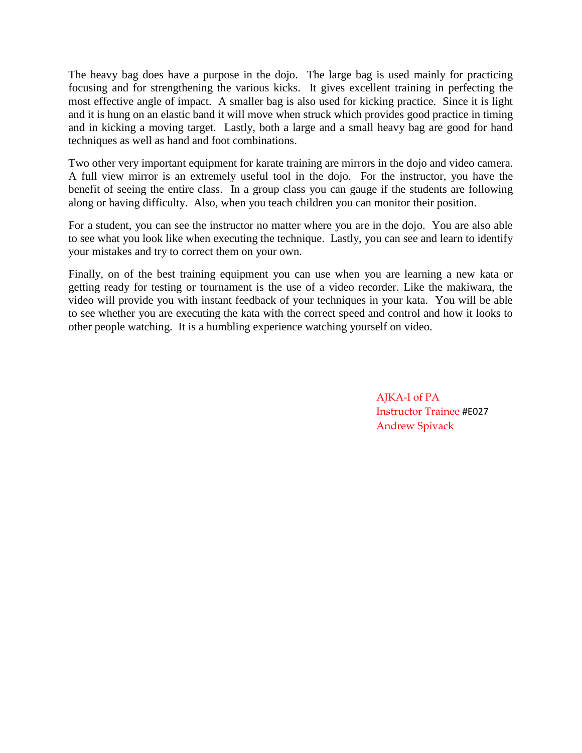The heavy bag does have a purpose in the dojo. The large bag is used mainly for practicing focusing and for strengthening the various kicks. It gives excellent training in perfecting the most effective angle of impact. A smaller bag is also used for kicking practice. Since it is light and it is hung on an elastic band it will move when struck which provides good practice in timing and in kicking a moving target. Lastly, both a large and a small heavy bag are good for hand techniques as well as hand and foot combinations.

Two other very important equipment for karate training are mirrors in the dojo and video camera. A full view mirror is an extremely useful tool in the dojo. For the instructor, you have the benefit of seeing the entire class. In a group class you can gauge if the students are following along or having difficulty. Also, when you teach children you can monitor their position.

For a student, you can see the instructor no matter where you are in the dojo. You are also able to see what you look like when executing the technique. Lastly, you can see and learn to identify your mistakes and try to correct them on your own.

Finally, on of the best training equipment you can use when you are learning a new kata or getting ready for testing or tournament is the use of a video recorder. Like the makiwara, the video will provide you with instant feedback of your techniques in your kata. You will be able to see whether you are executing the kata with the correct speed and control and how it looks to other people watching. It is a humbling experience watching yourself on video.

AJKA-I of PA
Instructor Trainee #E027
Andrew Spivack